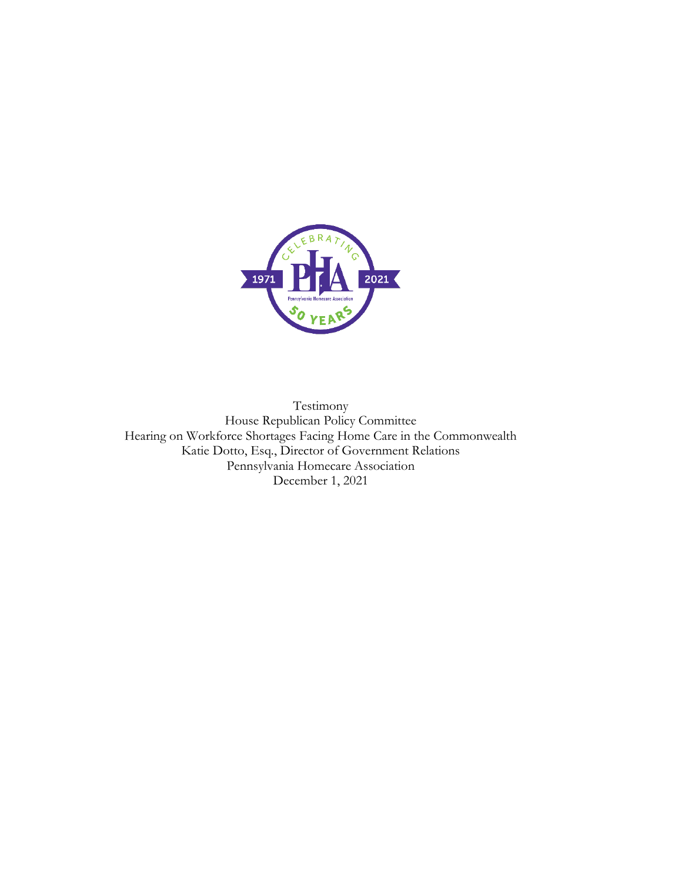Testimony
House Republican Policy Committee
Hearing on Workforce Shortages Facing Home Care in the Commonwealth
Katie Dotto, Esq., Director of Government Relations
Pennsylvania Homecare Association
December 1, 2021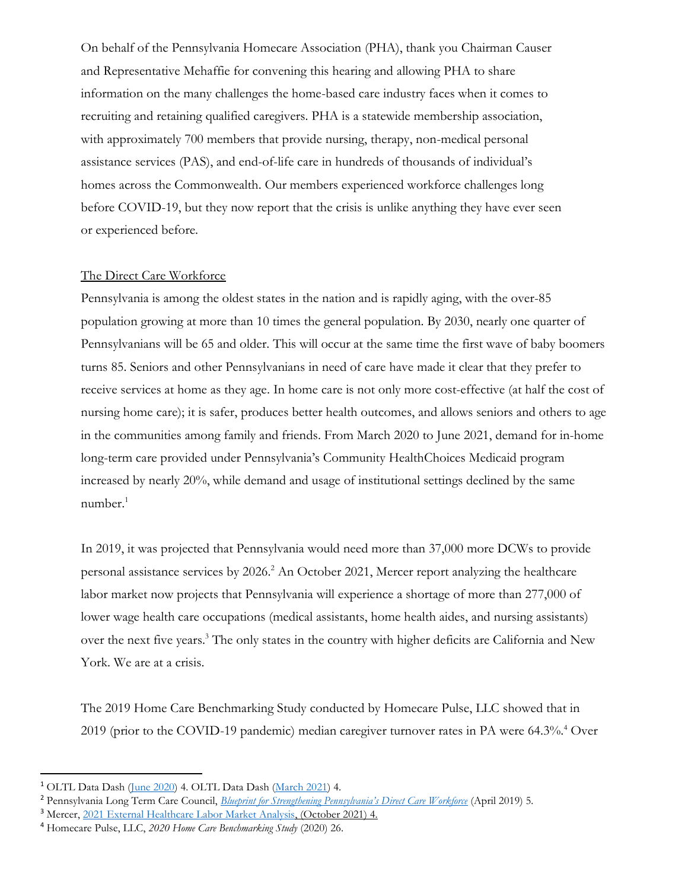On behalf of the Pennsylvania Homecare Association (PHA), thank you Chairman Causer and Representative Mehaffie for convening this hearing and allowing PHA to share information on the many challenges the home-based care industry faces when it comes to recruiting and retaining qualified caregivers. PHA is a statewide membership association, with approximately 700 members that provide nursing, therapy, non-medical personal assistance services (PAS), and end-of-life care in hundreds of thousands of individual's homes across the Commonwealth. Our members experienced workforce challenges long before COVID-19, but they now report that the crisis is unlike anything they have ever seen or experienced before.

The Direct Care Workforce

Pennsylvania is among the oldest states in the nation and is rapidly aging, with the over-85 population growing at more than 10 times the general population. By 2030, nearly one quarter of Pennsylvanians will be 65 and older. This will occur at the same time the first wave of baby boomers turns 85. Seniors and other Pennsylvanians in need of care have made it clear that they prefer to receive services at home as they age. In home care is not only more cost-effective (at half the cost of nursing home care); it is safer, produces better health outcomes, and allows seniors and others to age in the communities among family and friends. From March 2020 to June 2021, demand for in-home long-term care provided under Pennsylvania's Community HealthChoices Medicaid program increased by nearly 20%, while demand and usage of institutional settings declined by the same number.[1]

In 2019, it was projected that Pennsylvania would need more than 37,000 more DCWs to provide personal assistance services by 2026.[2] An October 2021, Mercer report analyzing the healthcare labor market now projects that Pennsylvania will experience a shortage of more than 277,000 of lower wage health care occupations (medical assistants, home health aides, and nursing assistants) over the next five years.[3] The only states in the country with higher deficits are California and New York. We are at a crisis.

The 2019 Home Care Benchmarking Study conducted by Homecare Pulse, LLC showed that in 2019 (prior to the COVID-19 pandemic) median caregiver turnover rates in PA were 64.3%.[4] Over

---

[1] OLTL Data Dash (June 2020) 4. OLTL Data Dash (March 2021) 4.

[2] Pennsylvania Long Term Care Council, *Blueprint for Strengthening Pennsylvania's Direct Care Workforce* (April 2019) 5.

[3] Mercer, 2021 External Healthcare Labor Market Analysis, (October 2021) 4.

[4] Homecare Pulse, LLC, *2020 Home Care Benchmarking Study* (2020) 26.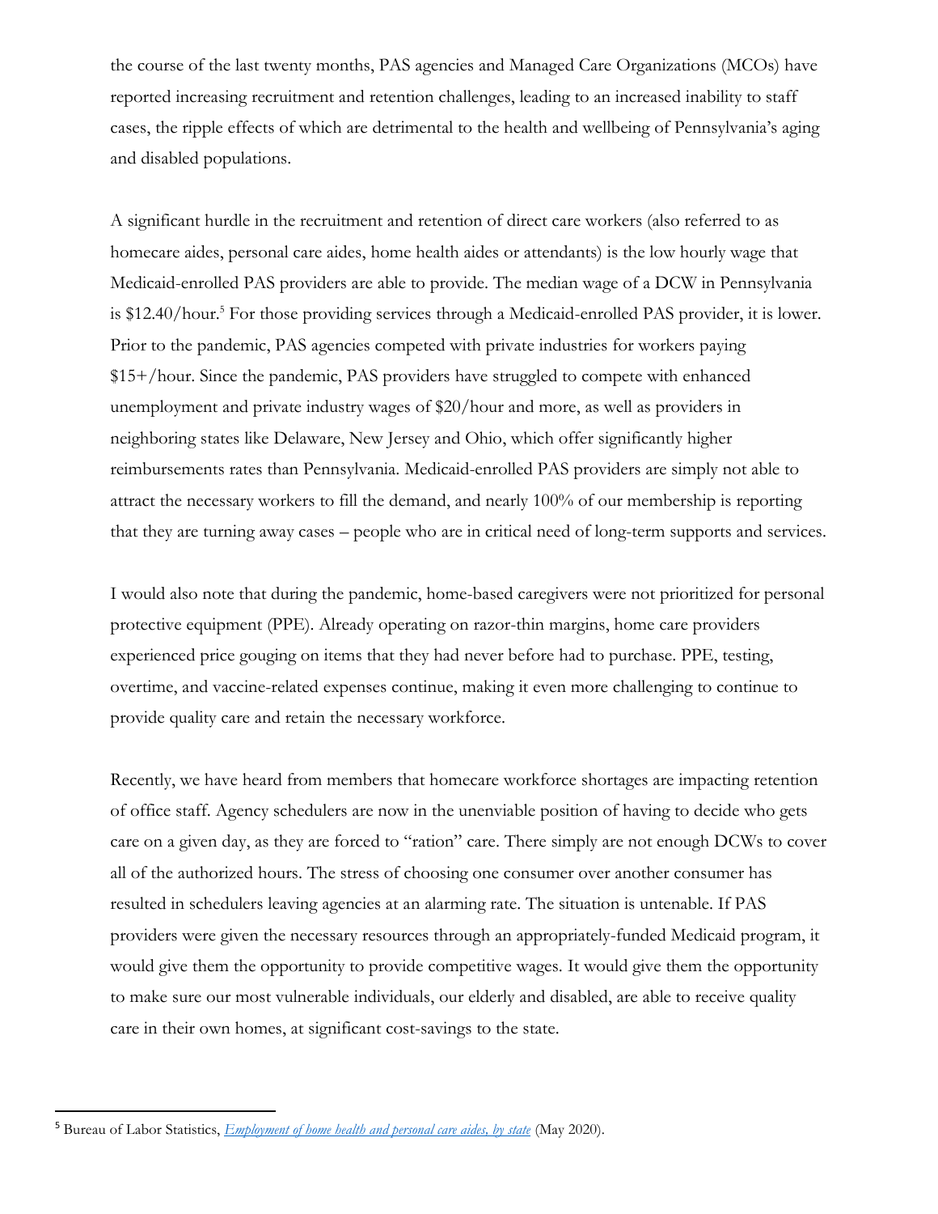the course of the last twenty months, PAS agencies and Managed Care Organizations (MCOs) have reported increasing recruitment and retention challenges, leading to an increased inability to staff cases, the ripple effects of which are detrimental to the health and wellbeing of Pennsylvania's aging and disabled populations.

A significant hurdle in the recruitment and retention of direct care workers (also referred to as homecare aides, personal care aides, home health aides or attendants) is the low hourly wage that Medicaid-enrolled PAS providers are able to provide. The median wage of a DCW in Pennsylvania is $12.40/hour.[5] For those providing services through a Medicaid-enrolled PAS provider, it is lower. Prior to the pandemic, PAS agencies competed with private industries for workers paying $15+/hour. Since the pandemic, PAS providers have struggled to compete with enhanced unemployment and private industry wages of $20/hour and more, as well as providers in neighboring states like Delaware, New Jersey and Ohio, which offer significantly higher reimbursements rates than Pennsylvania. Medicaid-enrolled PAS providers are simply not able to attract the necessary workers to fill the demand, and nearly 100% of our membership is reporting that they are turning away cases – people who are in critical need of long-term supports and services.

I would also note that during the pandemic, home-based caregivers were not prioritized for personal protective equipment (PPE). Already operating on razor-thin margins, home care providers experienced price gouging on items that they had never before had to purchase. PPE, testing, overtime, and vaccine-related expenses continue, making it even more challenging to continue to provide quality care and retain the necessary workforce.

Recently, we have heard from members that homecare workforce shortages are impacting retention of office staff. Agency schedulers are now in the unenviable position of having to decide who gets care on a given day, as they are forced to "ration" care. There simply are not enough DCWs to cover all of the authorized hours. The stress of choosing one consumer over another consumer has resulted in schedulers leaving agencies at an alarming rate. The situation is untenable. If PAS providers were given the necessary resources through an appropriately-funded Medicaid program, it would give them the opportunity to provide competitive wages. It would give them the opportunity to make sure our most vulnerable individuals, our elderly and disabled, are able to receive quality care in their own homes, at significant cost-savings to the state.

---

[5] Bureau of Labor Statistics, *Employment of home health and personal care aides, by state* (May 2020).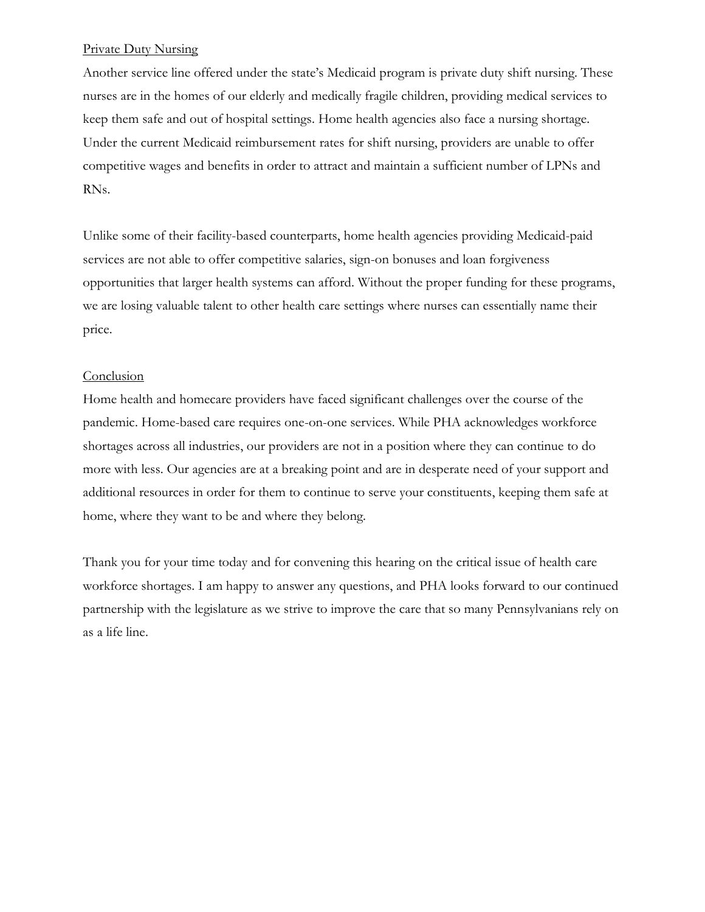Private Duty Nursing

Another service line offered under the state's Medicaid program is private duty shift nursing. These nurses are in the homes of our elderly and medically fragile children, providing medical services to keep them safe and out of hospital settings. Home health agencies also face a nursing shortage. Under the current Medicaid reimbursement rates for shift nursing, providers are unable to offer competitive wages and benefits in order to attract and maintain a sufficient number of LPNs and RNs.

Unlike some of their facility-based counterparts, home health agencies providing Medicaid-paid services are not able to offer competitive salaries, sign-on bonuses and loan forgiveness opportunities that larger health systems can afford. Without the proper funding for these programs, we are losing valuable talent to other health care settings where nurses can essentially name their price.

Conclusion

Home health and homecare providers have faced significant challenges over the course of the pandemic. Home-based care requires one-on-one services. While PHA acknowledges workforce shortages across all industries, our providers are not in a position where they can continue to do more with less. Our agencies are at a breaking point and are in desperate need of your support and additional resources in order for them to continue to serve your constituents, keeping them safe at home, where they want to be and where they belong.

Thank you for your time today and for convening this hearing on the critical issue of health care workforce shortages. I am happy to answer any questions, and PHA looks forward to our continued partnership with the legislature as we strive to improve the care that so many Pennsylvanians rely on as a life line.